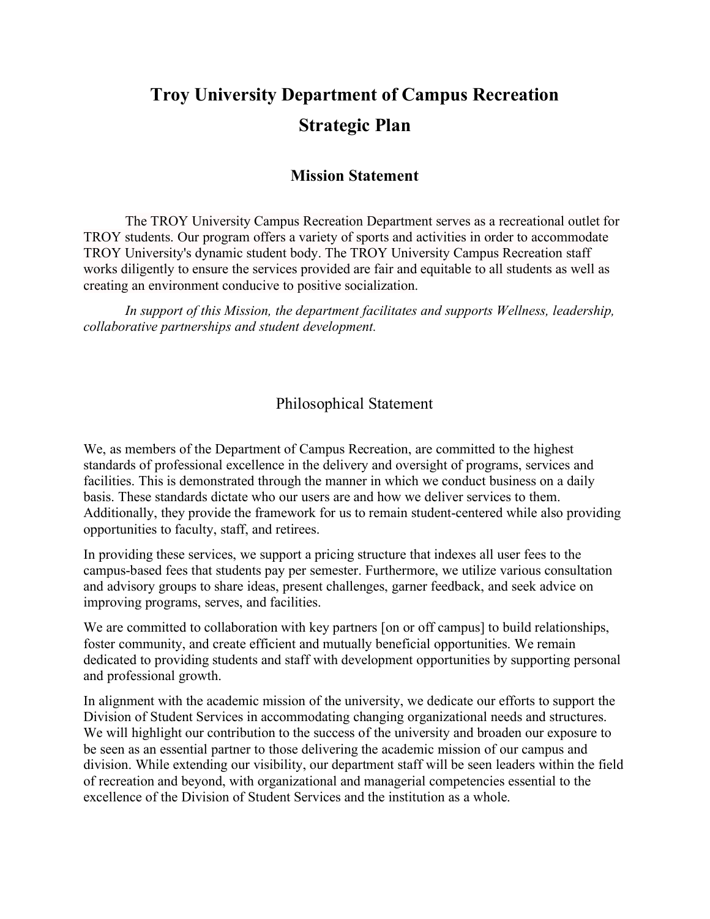# Troy University Department of Campus Recreation

# Strategic Plan

## Mission Statement

The TROY University Campus Recreation Department serves as a recreational outlet for TROY students. Our program offers a variety of sports and activities in order to accommodate TROY University's dynamic student body. The TROY University Campus Recreation staff works diligently to ensure the services provided are fair and equitable to all students as well as creating an environment conducive to positive socialization.

*In support of this Mission, the department facilitates and supports Wellness, leadership, collaborative partnerships and student development.*

## Philosophical Statement

We, as members of the Department of Campus Recreation, are committed to the highest standards of professional excellence in the delivery and oversight of programs, services and facilities. This is demonstrated through the manner in which we conduct business on a daily basis. These standards dictate who our users are and how we deliver services to them. Additionally, they provide the framework for us to remain student-centered while also providing opportunities to faculty, staff, and retirees.

In providing these services, we support a pricing structure that indexes all user fees to the campus-based fees that students pay per semester. Furthermore, we utilize various consultation and advisory groups to share ideas, present challenges, garner feedback, and seek advice on improving programs, serves, and facilities.

We are committed to collaboration with key partners [on or off campus] to build relationships, foster community, and create efficient and mutually beneficial opportunities. We remain dedicated to providing students and staff with development opportunities by supporting personal and professional growth.

In alignment with the academic mission of the university, we dedicate our efforts to support the Division of Student Services in accommodating changing organizational needs and structures. We will highlight our contribution to the success of the university and broaden our exposure to be seen as an essential partner to those delivering the academic mission of our campus and division. While extending our visibility, our department staff will be seen leaders within the field of recreation and beyond, with organizational and managerial competencies essential to the excellence of the Division of Student Services and the institution as a whole.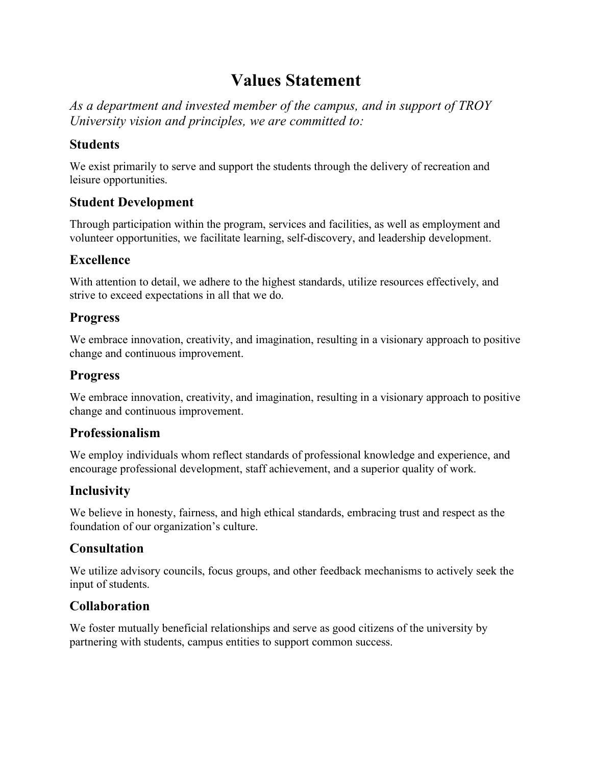# Values Statement

*As a department and invested member of the campus, and in support of TROY University vision and principles, we are committed to:*

## Students

We exist primarily to serve and support the students through the delivery of recreation and leisure opportunities.

## Student Development

Through participation within the program, services and facilities, as well as employment and volunteer opportunities, we facilitate learning, self-discovery, and leadership development.

## Excellence

With attention to detail, we adhere to the highest standards, utilize resources effectively, and strive to exceed expectations in all that we do.

## Progress

We embrace innovation, creativity, and imagination, resulting in a visionary approach to positive change and continuous improvement.

## Progress

We embrace innovation, creativity, and imagination, resulting in a visionary approach to positive change and continuous improvement.

## Professionalism

We employ individuals whom reflect standards of professional knowledge and experience, and encourage professional development, staff achievement, and a superior quality of work.

## Inclusivity

We believe in honesty, fairness, and high ethical standards, embracing trust and respect as the foundation of our organization's culture.

## Consultation

We utilize advisory councils, focus groups, and other feedback mechanisms to actively seek the input of students.

## Collaboration

We foster mutually beneficial relationships and serve as good citizens of the university by partnering with students, campus entities to support common success.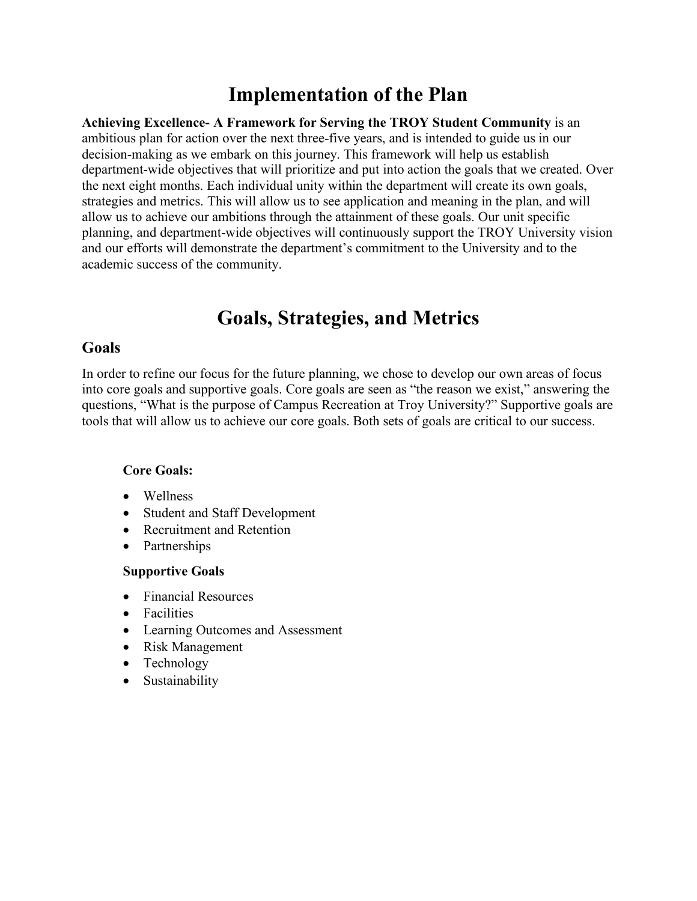# Implementation of the Plan

**Achieving Excellence- A Framework for Serving the TROY Student Community** is an ambitious plan for action over the next three-five years, and is intended to guide us in our decision-making as we embark on this journey. This framework will help us establish department-wide objectives that will prioritize and put into action the goals that we created. Over the next eight months. Each individual unity within the department will create its own goals, strategies and metrics. This will allow us to see application and meaning in the plan, and will allow us to achieve our ambitions through the attainment of these goals. Our unit specific planning, and department-wide objectives will continuously support the TROY University vision and our efforts will demonstrate the department's commitment to the University and to the academic success of the community.

# Goals, Strategies, and Metrics

## Goals

In order to refine our focus for the future planning, we chose to develop our own areas of focus into core goals and supportive goals. Core goals are seen as "the reason we exist," answering the questions, "What is the purpose of Campus Recreation at Troy University?" Supportive goals are tools that will allow us to achieve our core goals. Both sets of goals are critical to our success.

**Core Goals:**

- Wellness
- Student and Staff Development
- Recruitment and Retention
- Partnerships

**Supportive Goals**

- Financial Resources
- Facilities
- Learning Outcomes and Assessment
- Risk Management
- Technology
- Sustainability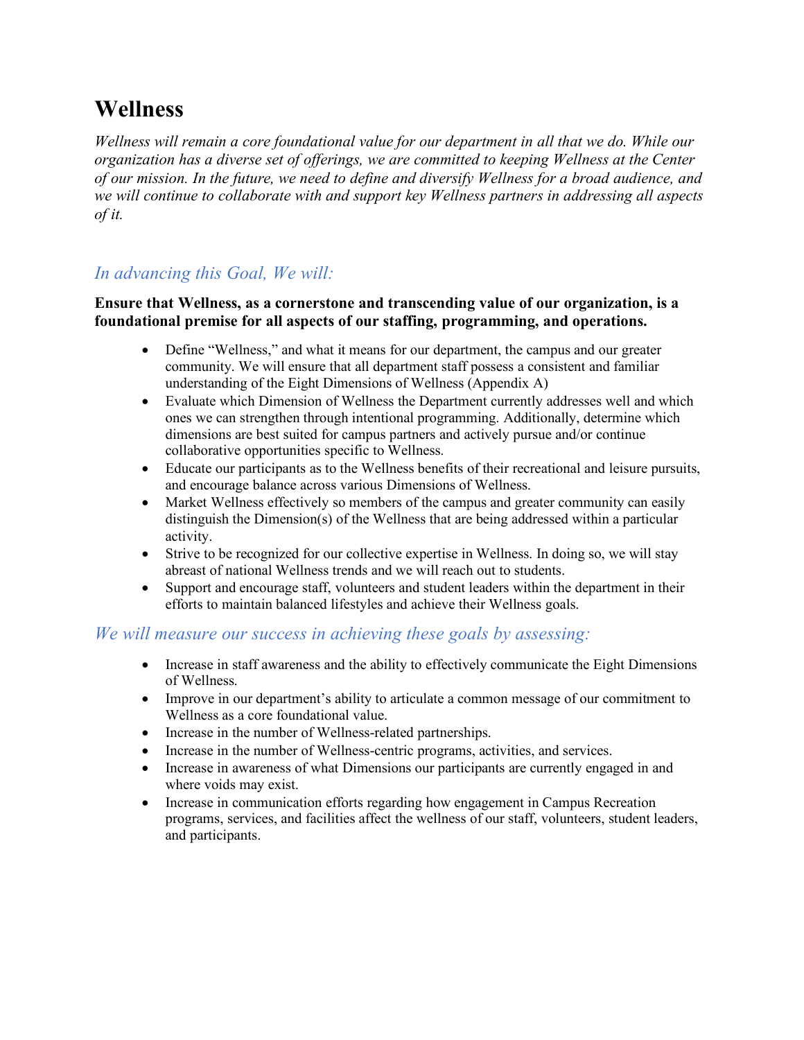# Wellness

*Wellness will remain a core foundational value for our department in all that we do. While our organization has a diverse set of offerings, we are committed to keeping Wellness at the Center of our mission. In the future, we need to define and diversify Wellness for a broad audience, and we will continue to collaborate with and support key Wellness partners in addressing all aspects of it.*

## *In advancing this Goal, We will:*

**Ensure that Wellness, as a cornerstone and transcending value of our organization, is a foundational premise for all aspects of our staffing, programming, and operations.**

- Define "Wellness," and what it means for our department, the campus and our greater community. We will ensure that all department staff possess a consistent and familiar understanding of the Eight Dimensions of Wellness (Appendix A)
- Evaluate which Dimension of Wellness the Department currently addresses well and which ones we can strengthen through intentional programming. Additionally, determine which dimensions are best suited for campus partners and actively pursue and/or continue collaborative opportunities specific to Wellness.
- Educate our participants as to the Wellness benefits of their recreational and leisure pursuits, and encourage balance across various Dimensions of Wellness.
- Market Wellness effectively so members of the campus and greater community can easily distinguish the Dimension(s) of the Wellness that are being addressed within a particular activity.
- Strive to be recognized for our collective expertise in Wellness. In doing so, we will stay abreast of national Wellness trends and we will reach out to students.
- Support and encourage staff, volunteers and student leaders within the department in their efforts to maintain balanced lifestyles and achieve their Wellness goals.

## *We will measure our success in achieving these goals by assessing:*

- Increase in staff awareness and the ability to effectively communicate the Eight Dimensions of Wellness.
- Improve in our department's ability to articulate a common message of our commitment to Wellness as a core foundational value.
- Increase in the number of Wellness-related partnerships.
- Increase in the number of Wellness-centric programs, activities, and services.
- Increase in awareness of what Dimensions our participants are currently engaged in and where voids may exist.
- Increase in communication efforts regarding how engagement in Campus Recreation programs, services, and facilities affect the wellness of our staff, volunteers, student leaders, and participants.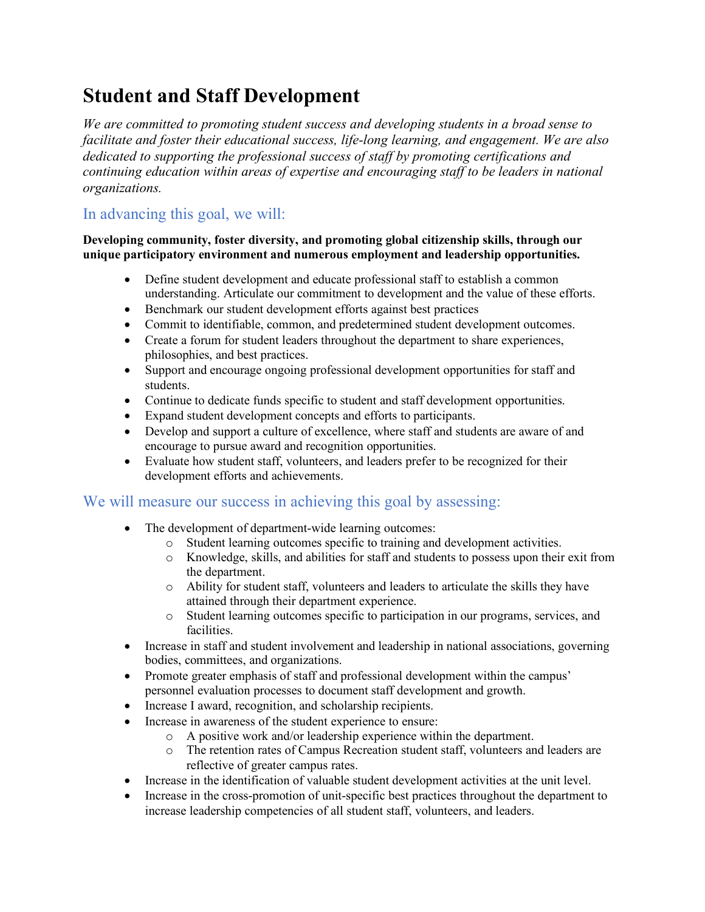# Student and Staff Development

*We are committed to promoting student success and developing students in a broad sense to facilitate and foster their educational success, life-long learning, and engagement. We are also dedicated to supporting the professional success of staff by promoting certifications and continuing education within areas of expertise and encouraging staff to be leaders in national organizations.*

## In advancing this goal, we will:

**Developing community, foster diversity, and promoting global citizenship skills, through our unique participatory environment and numerous employment and leadership opportunities.**

- Define student development and educate professional staff to establish a common understanding. Articulate our commitment to development and the value of these efforts.
- Benchmark our student development efforts against best practices
- Commit to identifiable, common, and predetermined student development outcomes.
- Create a forum for student leaders throughout the department to share experiences, philosophies, and best practices.
- Support and encourage ongoing professional development opportunities for staff and students.
- Continue to dedicate funds specific to student and staff development opportunities.
- Expand student development concepts and efforts to participants.
- Develop and support a culture of excellence, where staff and students are aware of and encourage to pursue award and recognition opportunities.
- Evaluate how student staff, volunteers, and leaders prefer to be recognized for their development efforts and achievements.

## We will measure our success in achieving this goal by assessing:

- The development of department-wide learning outcomes:
  - Student learning outcomes specific to training and development activities.
  - Knowledge, skills, and abilities for staff and students to possess upon their exit from the department.
  - Ability for student staff, volunteers and leaders to articulate the skills they have attained through their department experience.
  - Student learning outcomes specific to participation in our programs, services, and facilities.
- Increase in staff and student involvement and leadership in national associations, governing bodies, committees, and organizations.
- Promote greater emphasis of staff and professional development within the campus' personnel evaluation processes to document staff development and growth.
- Increase I award, recognition, and scholarship recipients.
- Increase in awareness of the student experience to ensure:
  - A positive work and/or leadership experience within the department.
  - The retention rates of Campus Recreation student staff, volunteers and leaders are reflective of greater campus rates.
- Increase in the identification of valuable student development activities at the unit level.
- Increase in the cross-promotion of unit-specific best practices throughout the department to increase leadership competencies of all student staff, volunteers, and leaders.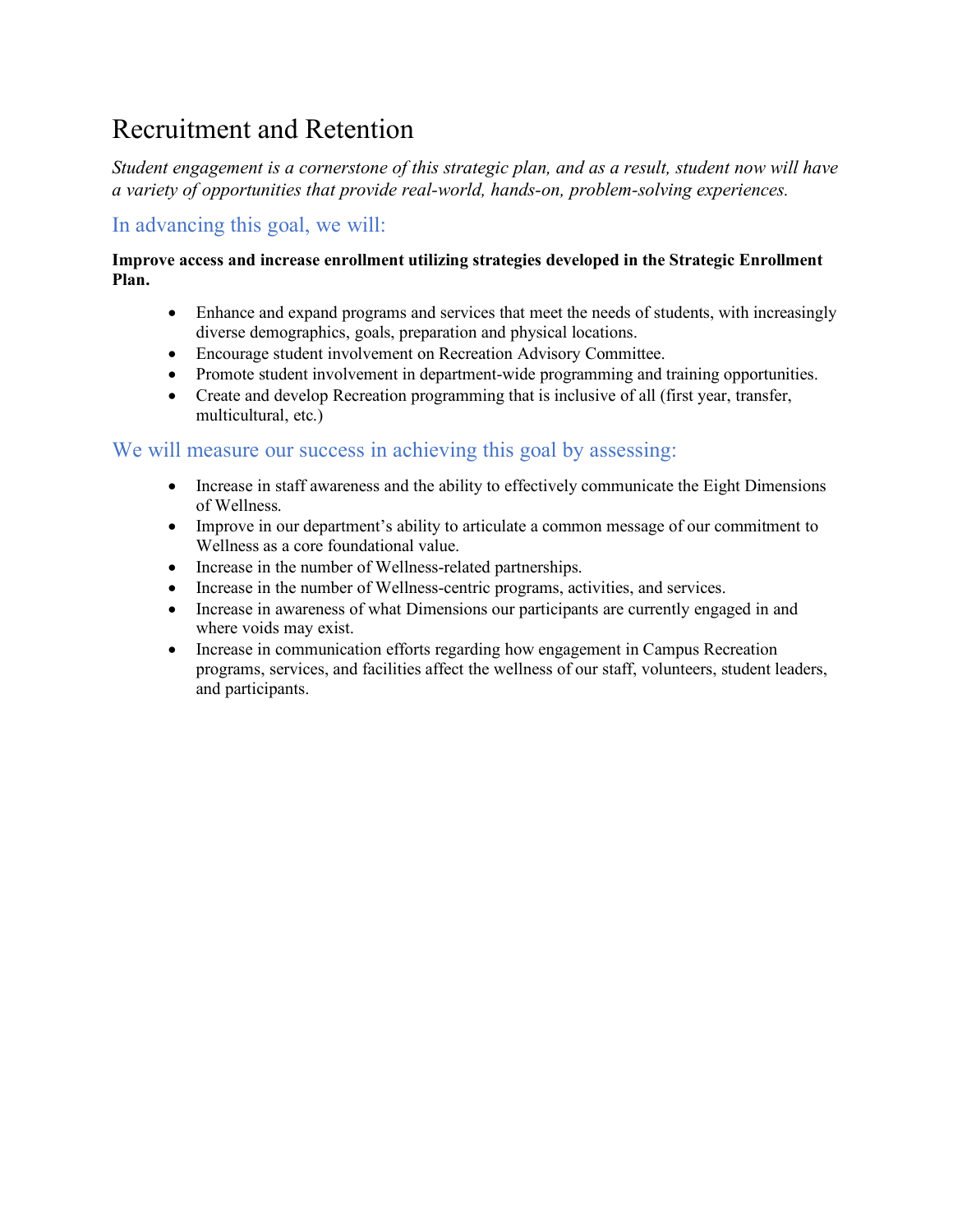# Recruitment and Retention

*Student engagement is a cornerstone of this strategic plan, and as a result, student now will have a variety of opportunities that provide real-world, hands-on, problem-solving experiences.*

## In advancing this goal, we will:

**Improve access and increase enrollment utilizing strategies developed in the Strategic Enrollment Plan.**

- Enhance and expand programs and services that meet the needs of students, with increasingly diverse demographics, goals, preparation and physical locations.
- Encourage student involvement on Recreation Advisory Committee.
- Promote student involvement in department-wide programming and training opportunities.
- Create and develop Recreation programming that is inclusive of all (first year, transfer, multicultural, etc.)

## We will measure our success in achieving this goal by assessing:

- Increase in staff awareness and the ability to effectively communicate the Eight Dimensions of Wellness.
- Improve in our department's ability to articulate a common message of our commitment to Wellness as a core foundational value.
- Increase in the number of Wellness-related partnerships.
- Increase in the number of Wellness-centric programs, activities, and services.
- Increase in awareness of what Dimensions our participants are currently engaged in and where voids may exist.
- Increase in communication efforts regarding how engagement in Campus Recreation programs, services, and facilities affect the wellness of our staff, volunteers, student leaders, and participants.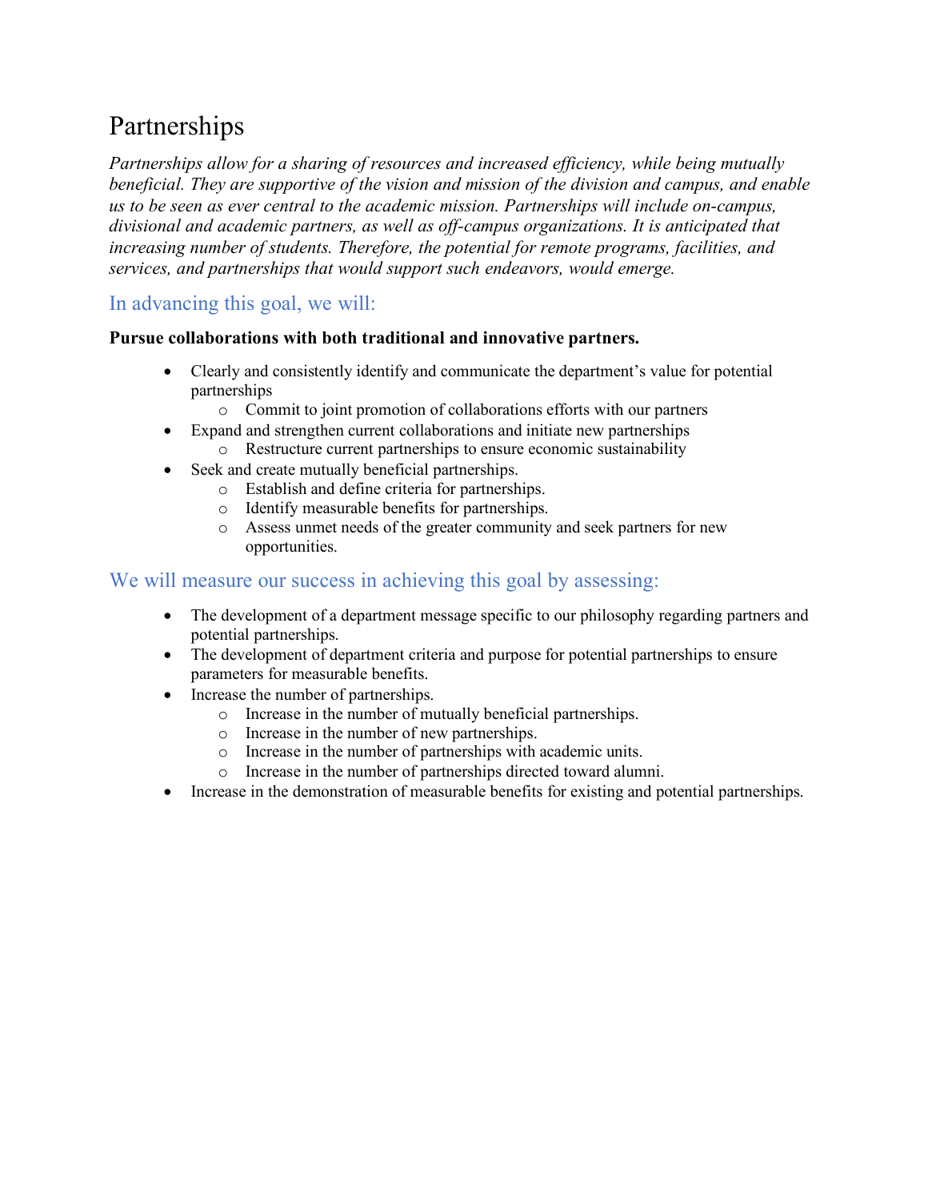# Partnerships

*Partnerships allow for a sharing of resources and increased efficiency, while being mutually beneficial. They are supportive of the vision and mission of the division and campus, and enable us to be seen as ever central to the academic mission. Partnerships will include on-campus, divisional and academic partners, as well as off-campus organizations. It is anticipated that increasing number of students. Therefore, the potential for remote programs, facilities, and services, and partnerships that would support such endeavors, would emerge.*

## In advancing this goal, we will:

**Pursue collaborations with both traditional and innovative partners.**

- Clearly and consistently identify and communicate the department's value for potential partnerships
  - Commit to joint promotion of collaborations efforts with our partners
- Expand and strengthen current collaborations and initiate new partnerships
  - Restructure current partnerships to ensure economic sustainability
- Seek and create mutually beneficial partnerships.
  - Establish and define criteria for partnerships.
  - Identify measurable benefits for partnerships.
  - Assess unmet needs of the greater community and seek partners for new opportunities.

## We will measure our success in achieving this goal by assessing:

- The development of a department message specific to our philosophy regarding partners and potential partnerships.
- The development of department criteria and purpose for potential partnerships to ensure parameters for measurable benefits.
- Increase the number of partnerships.
  - Increase in the number of mutually beneficial partnerships.
  - Increase in the number of new partnerships.
  - Increase in the number of partnerships with academic units.
  - Increase in the number of partnerships directed toward alumni.
- Increase in the demonstration of measurable benefits for existing and potential partnerships.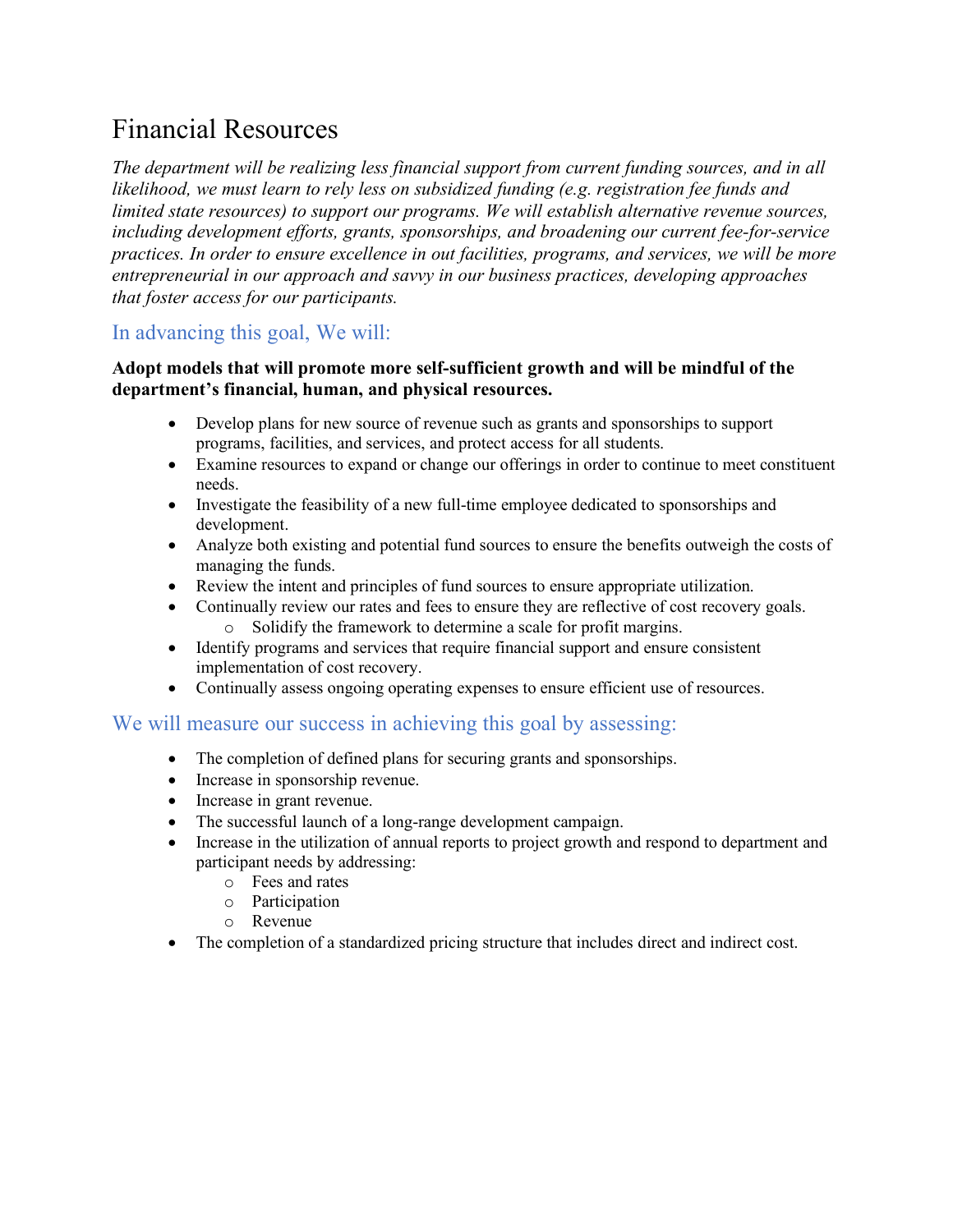# Financial Resources

*The department will be realizing less financial support from current funding sources, and in all likelihood, we must learn to rely less on subsidized funding (e.g. registration fee funds and limited state resources) to support our programs. We will establish alternative revenue sources, including development efforts, grants, sponsorships, and broadening our current fee-for-service practices. In order to ensure excellence in out facilities, programs, and services, we will be more entrepreneurial in our approach and savvy in our business practices, developing approaches that foster access for our participants.*

## In advancing this goal, We will:

**Adopt models that will promote more self-sufficient growth and will be mindful of the department's financial, human, and physical resources.**

- Develop plans for new source of revenue such as grants and sponsorships to support programs, facilities, and services, and protect access for all students.
- Examine resources to expand or change our offerings in order to continue to meet constituent needs.
- Investigate the feasibility of a new full-time employee dedicated to sponsorships and development.
- Analyze both existing and potential fund sources to ensure the benefits outweigh the costs of managing the funds.
- Review the intent and principles of fund sources to ensure appropriate utilization.
- Continually review our rates and fees to ensure they are reflective of cost recovery goals.
  - Solidify the framework to determine a scale for profit margins.
- Identify programs and services that require financial support and ensure consistent implementation of cost recovery.
- Continually assess ongoing operating expenses to ensure efficient use of resources.

## We will measure our success in achieving this goal by assessing:

- The completion of defined plans for securing grants and sponsorships.
- Increase in sponsorship revenue.
- Increase in grant revenue.
- The successful launch of a long-range development campaign.
- Increase in the utilization of annual reports to project growth and respond to department and participant needs by addressing:
  - Fees and rates
  - Participation
  - Revenue
- The completion of a standardized pricing structure that includes direct and indirect cost.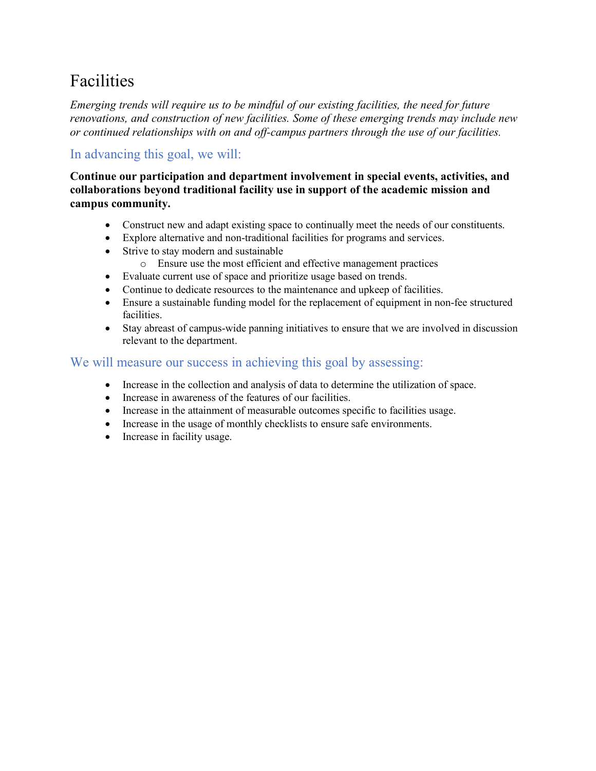# Facilities

*Emerging trends will require us to be mindful of our existing facilities, the need for future renovations, and construction of new facilities. Some of these emerging trends may include new or continued relationships with on and off-campus partners through the use of our facilities.*

## In advancing this goal, we will:

**Continue our participation and department involvement in special events, activities, and collaborations beyond traditional facility use in support of the academic mission and campus community.**

- Construct new and adapt existing space to continually meet the needs of our constituents.
- Explore alternative and non-traditional facilities for programs and services.
- Strive to stay modern and sustainable
  - Ensure use the most efficient and effective management practices
- Evaluate current use of space and prioritize usage based on trends.
- Continue to dedicate resources to the maintenance and upkeep of facilities.
- Ensure a sustainable funding model for the replacement of equipment in non-fee structured facilities.
- Stay abreast of campus-wide panning initiatives to ensure that we are involved in discussion relevant to the department.

## We will measure our success in achieving this goal by assessing:

- Increase in the collection and analysis of data to determine the utilization of space.
- Increase in awareness of the features of our facilities.
- Increase in the attainment of measurable outcomes specific to facilities usage.
- Increase in the usage of monthly checklists to ensure safe environments.
- Increase in facility usage.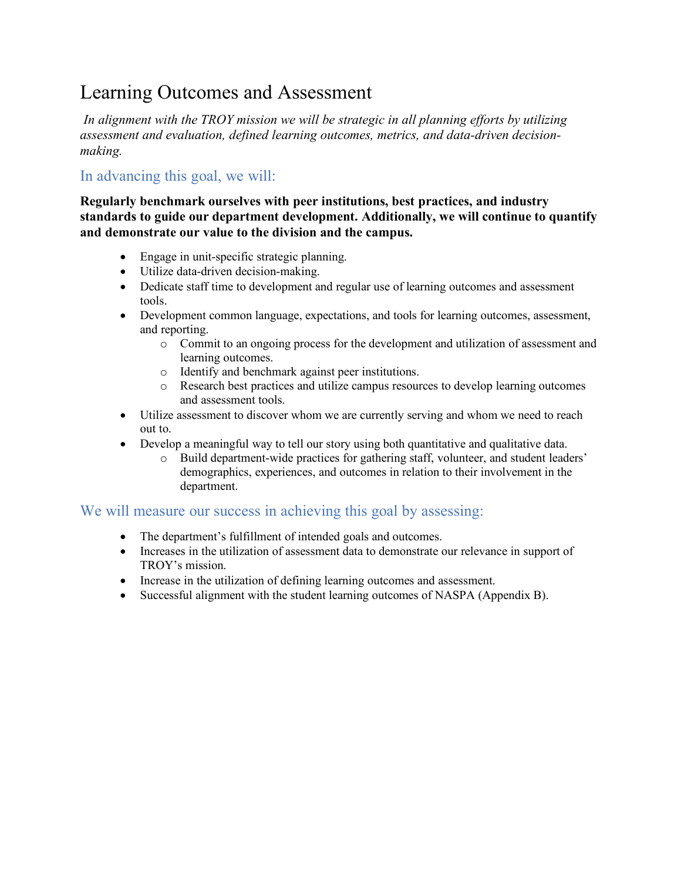# Learning Outcomes and Assessment

*In alignment with the TROY mission we will be strategic in all planning efforts by utilizing assessment and evaluation, defined learning outcomes, metrics, and data-driven decision-making.*

## In advancing this goal, we will:

**Regularly benchmark ourselves with peer institutions, best practices, and industry standards to guide our department development. Additionally, we will continue to quantify and demonstrate our value to the division and the campus.**

- Engage in unit-specific strategic planning.
- Utilize data-driven decision-making.
- Dedicate staff time to development and regular use of learning outcomes and assessment tools.
- Development common language, expectations, and tools for learning outcomes, assessment, and reporting.
  - Commit to an ongoing process for the development and utilization of assessment and learning outcomes.
  - Identify and benchmark against peer institutions.
  - Research best practices and utilize campus resources to develop learning outcomes and assessment tools.
- Utilize assessment to discover whom we are currently serving and whom we need to reach out to.
- Develop a meaningful way to tell our story using both quantitative and qualitative data.
  - Build department-wide practices for gathering staff, volunteer, and student leaders' demographics, experiences, and outcomes in relation to their involvement in the department.

## We will measure our success in achieving this goal by assessing:

- The department's fulfillment of intended goals and outcomes.
- Increases in the utilization of assessment data to demonstrate our relevance in support of TROY's mission.
- Increase in the utilization of defining learning outcomes and assessment.
- Successful alignment with the student learning outcomes of NASPA (Appendix B).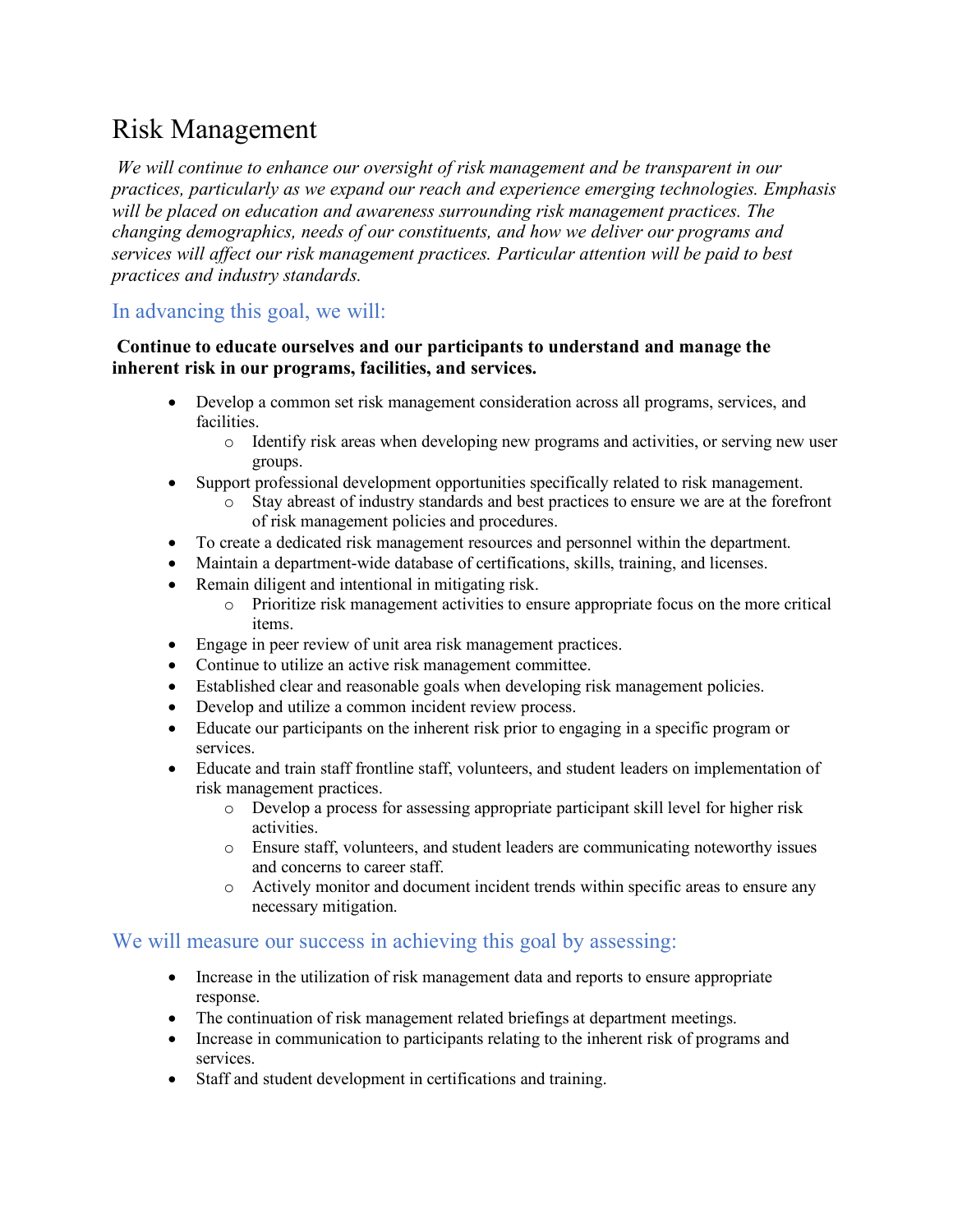# Risk Management

*We will continue to enhance our oversight of risk management and be transparent in our practices, particularly as we expand our reach and experience emerging technologies. Emphasis will be placed on education and awareness surrounding risk management practices. The changing demographics, needs of our constituents, and how we deliver our programs and services will affect our risk management practices. Particular attention will be paid to best practices and industry standards.*

## In advancing this goal, we will:

**Continue to educate ourselves and our participants to understand and manage the inherent risk in our programs, facilities, and services.**

- Develop a common set risk management consideration across all programs, services, and facilities.
  - Identify risk areas when developing new programs and activities, or serving new user groups.
- Support professional development opportunities specifically related to risk management.
  - Stay abreast of industry standards and best practices to ensure we are at the forefront of risk management policies and procedures.
- To create a dedicated risk management resources and personnel within the department.
- Maintain a department-wide database of certifications, skills, training, and licenses.
- Remain diligent and intentional in mitigating risk.
  - Prioritize risk management activities to ensure appropriate focus on the more critical items.
- Engage in peer review of unit area risk management practices.
- Continue to utilize an active risk management committee.
- Established clear and reasonable goals when developing risk management policies.
- Develop and utilize a common incident review process.
- Educate our participants on the inherent risk prior to engaging in a specific program or services.
- Educate and train staff frontline staff, volunteers, and student leaders on implementation of risk management practices.
  - Develop a process for assessing appropriate participant skill level for higher risk activities.
  - Ensure staff, volunteers, and student leaders are communicating noteworthy issues and concerns to career staff.
  - Actively monitor and document incident trends within specific areas to ensure any necessary mitigation.

## We will measure our success in achieving this goal by assessing:

- Increase in the utilization of risk management data and reports to ensure appropriate response.
- The continuation of risk management related briefings at department meetings.
- Increase in communication to participants relating to the inherent risk of programs and services.
- Staff and student development in certifications and training.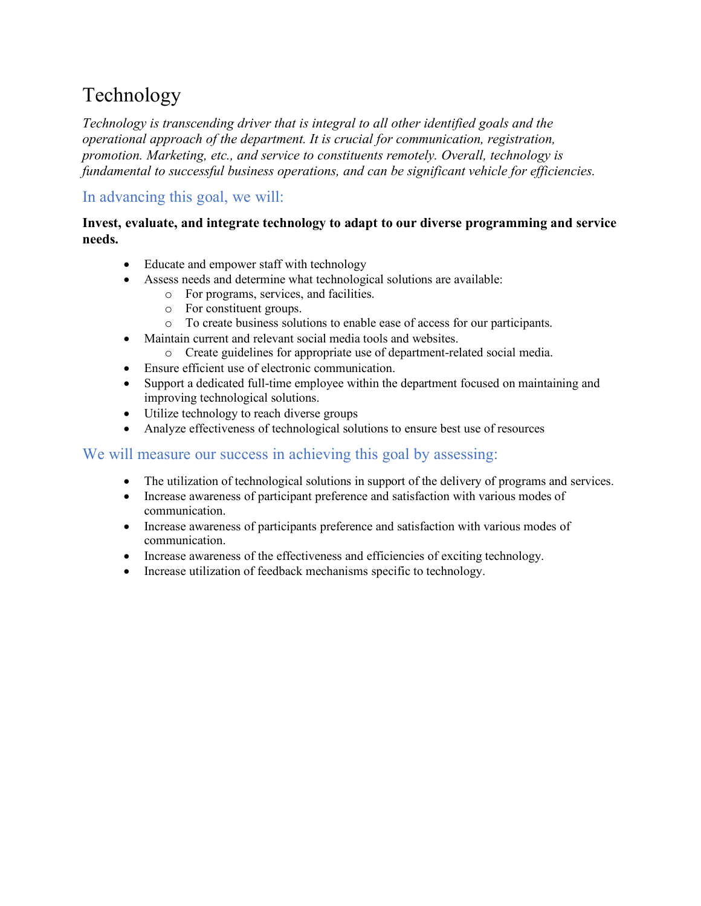# Technology

*Technology is transcending driver that is integral to all other identified goals and the operational approach of the department. It is crucial for communication, registration, promotion. Marketing, etc., and service to constituents remotely. Overall, technology is fundamental to successful business operations, and can be significant vehicle for efficiencies.*

## In advancing this goal, we will:

**Invest, evaluate, and integrate technology to adapt to our diverse programming and service needs.**

- Educate and empower staff with technology
- Assess needs and determine what technological solutions are available:
  - For programs, services, and facilities.
  - For constituent groups.
  - To create business solutions to enable ease of access for our participants.
- Maintain current and relevant social media tools and websites.
  - Create guidelines for appropriate use of department-related social media.
- Ensure efficient use of electronic communication.
- Support a dedicated full-time employee within the department focused on maintaining and improving technological solutions.
- Utilize technology to reach diverse groups
- Analyze effectiveness of technological solutions to ensure best use of resources

## We will measure our success in achieving this goal by assessing:

- The utilization of technological solutions in support of the delivery of programs and services.
- Increase awareness of participant preference and satisfaction with various modes of communication.
- Increase awareness of participants preference and satisfaction with various modes of communication.
- Increase awareness of the effectiveness and efficiencies of exciting technology.
- Increase utilization of feedback mechanisms specific to technology.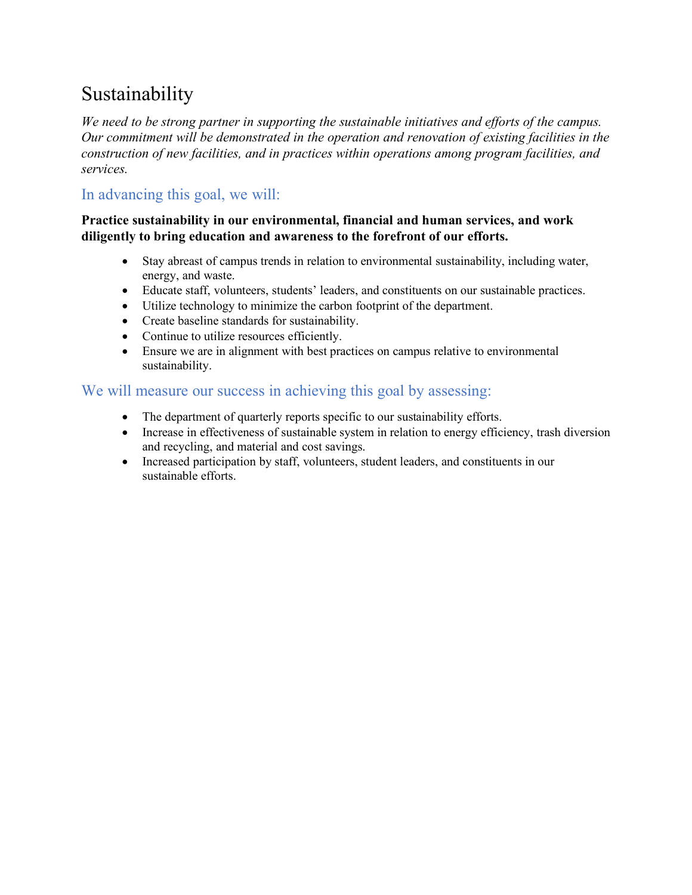# Sustainability

*We need to be strong partner in supporting the sustainable initiatives and efforts of the campus. Our commitment will be demonstrated in the operation and renovation of existing facilities in the construction of new facilities, and in practices within operations among program facilities, and services.*

## In advancing this goal, we will:

**Practice sustainability in our environmental, financial and human services, and work diligently to bring education and awareness to the forefront of our efforts.**

- Stay abreast of campus trends in relation to environmental sustainability, including water, energy, and waste.
- Educate staff, volunteers, students' leaders, and constituents on our sustainable practices.
- Utilize technology to minimize the carbon footprint of the department.
- Create baseline standards for sustainability.
- Continue to utilize resources efficiently.
- Ensure we are in alignment with best practices on campus relative to environmental sustainability.

## We will measure our success in achieving this goal by assessing:

- The department of quarterly reports specific to our sustainability efforts.
- Increase in effectiveness of sustainable system in relation to energy efficiency, trash diversion and recycling, and material and cost savings.
- Increased participation by staff, volunteers, student leaders, and constituents in our sustainable efforts.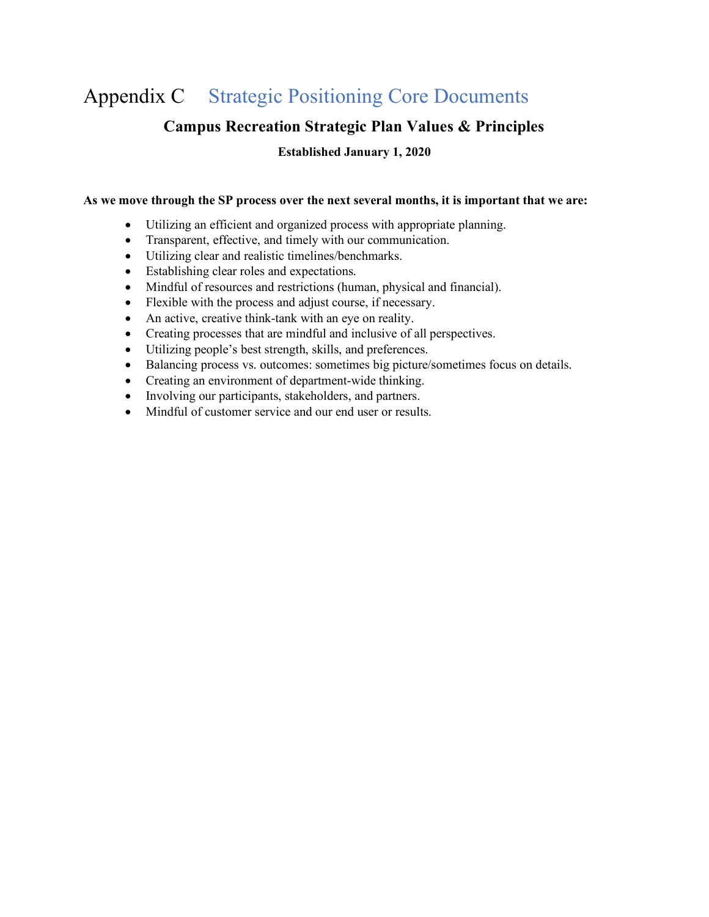# Appendix C Strategic Positioning Core Documents

## Campus Recreation Strategic Plan Values & Principles

**Established January 1, 2020**

**As we move through the SP process over the next several months, it is important that we are:**

- Utilizing an efficient and organized process with appropriate planning.
- Transparent, effective, and timely with our communication.
- Utilizing clear and realistic timelines/benchmarks.
- Establishing clear roles and expectations.
- Mindful of resources and restrictions (human, physical and financial).
- Flexible with the process and adjust course, if necessary.
- An active, creative think-tank with an eye on reality.
- Creating processes that are mindful and inclusive of all perspectives.
- Utilizing people's best strength, skills, and preferences.
- Balancing process vs. outcomes: sometimes big picture/sometimes focus on details.
- Creating an environment of department-wide thinking.
- Involving our participants, stakeholders, and partners.
- Mindful of customer service and our end user or results.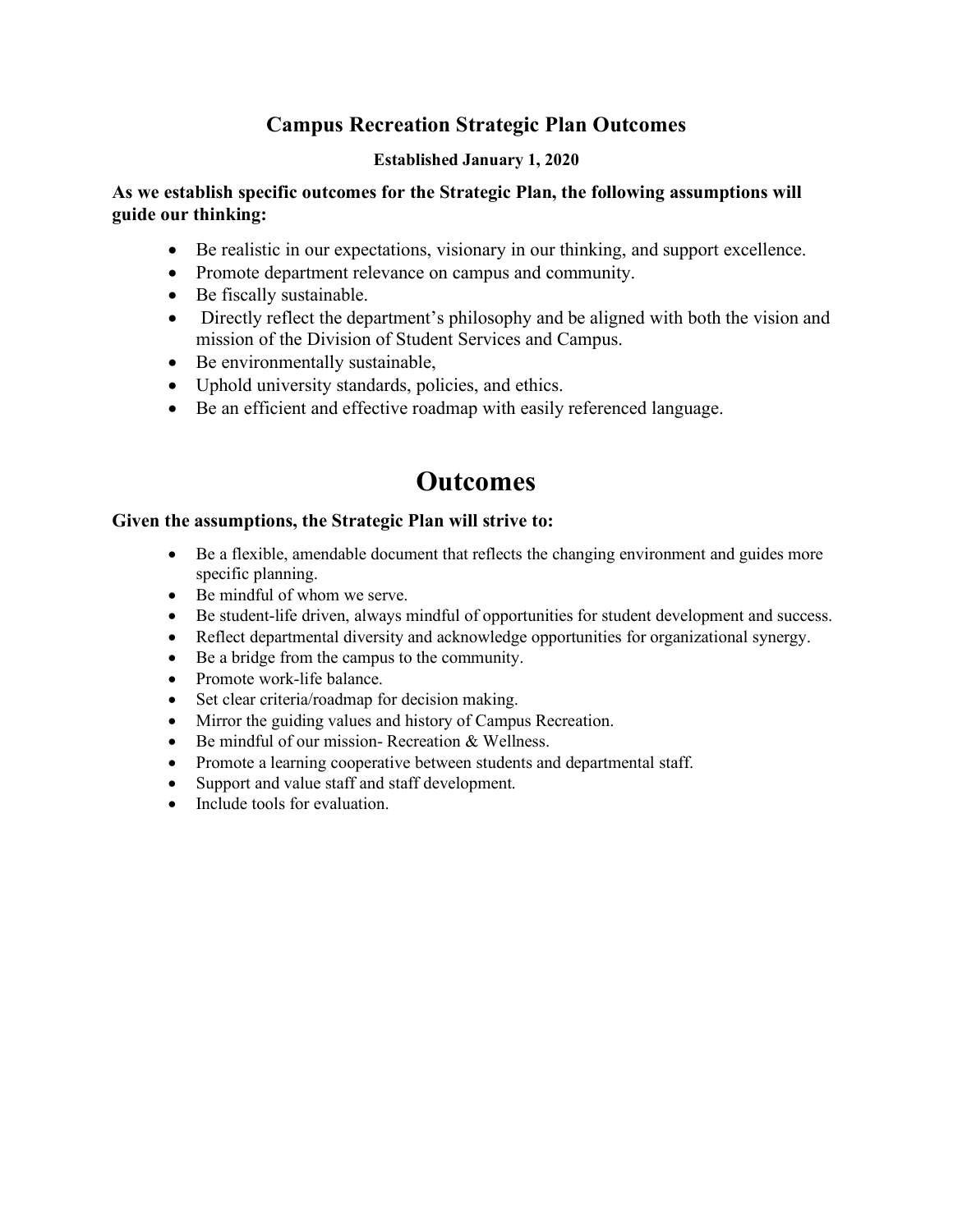## Campus Recreation Strategic Plan Outcomes

**Established January 1, 2020**

**As we establish specific outcomes for the Strategic Plan, the following assumptions will guide our thinking:**

- Be realistic in our expectations, visionary in our thinking, and support excellence.
- Promote department relevance on campus and community.
- Be fiscally sustainable.
- Directly reflect the department's philosophy and be aligned with both the vision and mission of the Division of Student Services and Campus.
- Be environmentally sustainable,
- Uphold university standards, policies, and ethics.
- Be an efficient and effective roadmap with easily referenced language.

# Outcomes

**Given the assumptions, the Strategic Plan will strive to:**

- Be a flexible, amendable document that reflects the changing environment and guides more specific planning.
- Be mindful of whom we serve.
- Be student-life driven, always mindful of opportunities for student development and success.
- Reflect departmental diversity and acknowledge opportunities for organizational synergy.
- Be a bridge from the campus to the community.
- Promote work-life balance.
- Set clear criteria/roadmap for decision making.
- Mirror the guiding values and history of Campus Recreation.
- Be mindful of our mission- Recreation & Wellness.
- Promote a learning cooperative between students and departmental staff.
- Support and value staff and staff development.
- Include tools for evaluation.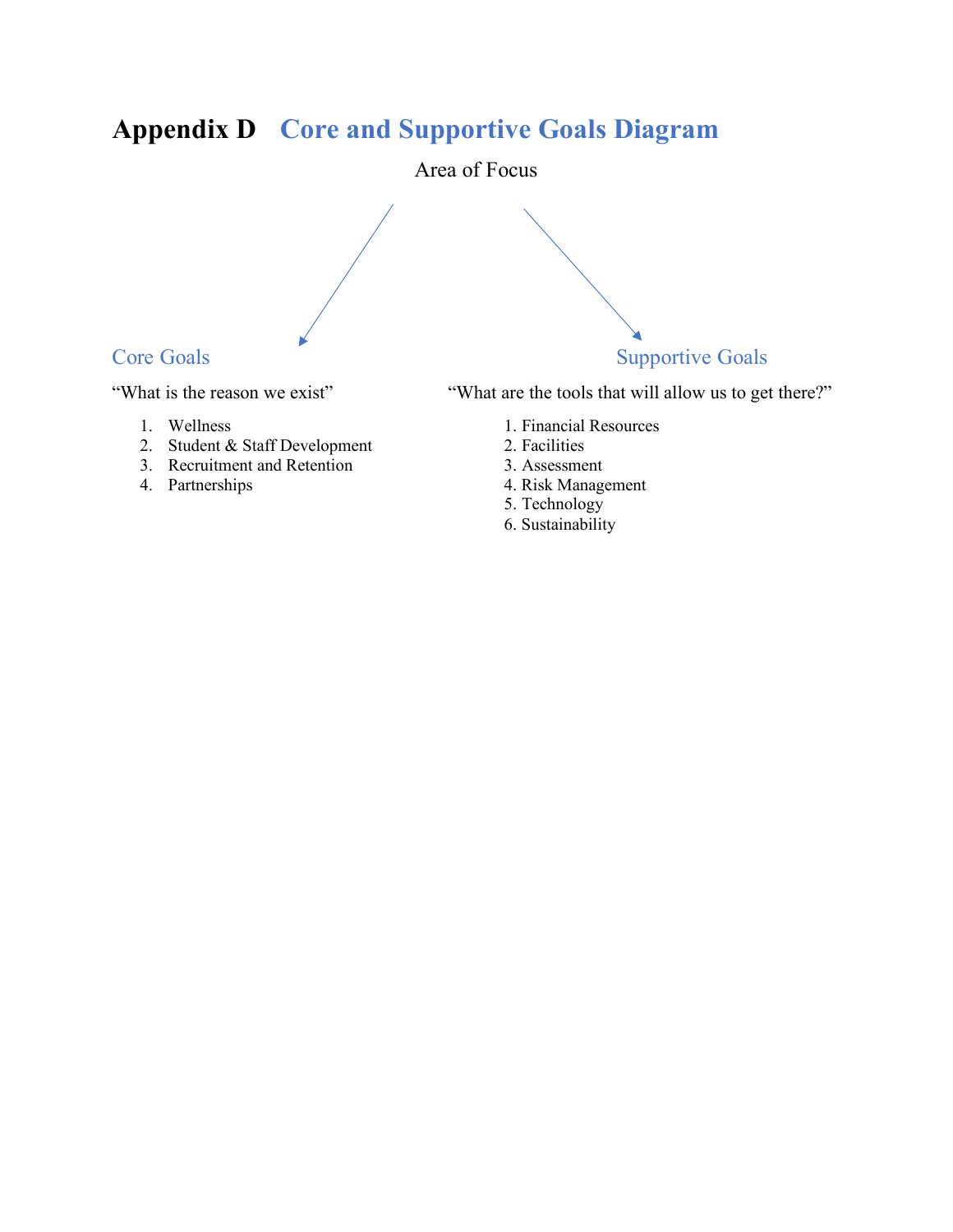# Appendix D Core and Supportive Goals Diagram

Area of Focus

## Core Goals

"What is the reason we exist"

1. Wellness
2. Student & Staff Development
3. Recruitment and Retention
4. Partnerships

## Supportive Goals

"What are the tools that will allow us to get there?"

1. Financial Resources
2. Facilities
3. Assessment
4. Risk Management
5. Technology
6. Sustainability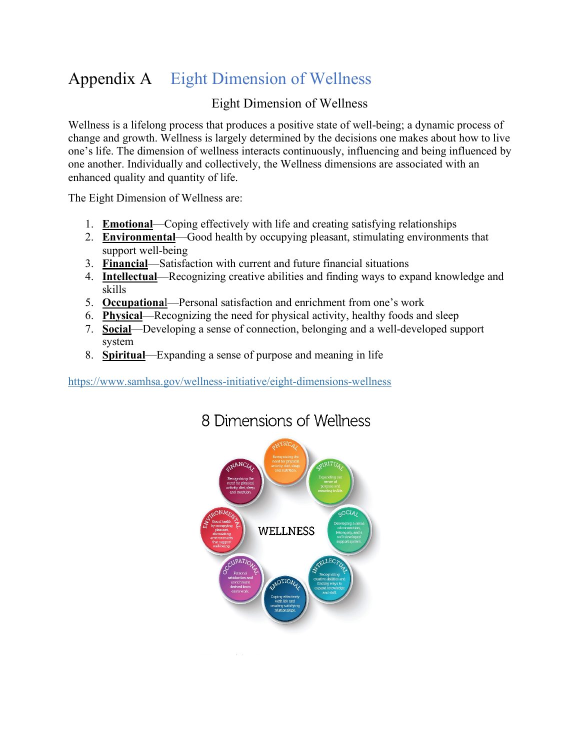# Appendix A Eight Dimension of Wellness

## Eight Dimension of Wellness

Wellness is a lifelong process that produces a positive state of well-being; a dynamic process of change and growth. Wellness is largely determined by the decisions one makes about how to live one's life. The dimension of wellness interacts continuously, influencing and being influenced by one another. Individually and collectively, the Wellness dimensions are associated with an enhanced quality and quantity of life.

The Eight Dimension of Wellness are:

1. **Emotional**—Coping effectively with life and creating satisfying relationships
2. **Environmental**—Good health by occupying pleasant, stimulating environments that support well-being
3. **Financial**—Satisfaction with current and future financial situations
4. **Intellectual**—Recognizing creative abilities and finding ways to expand knowledge and skills
5. **Occupational**—Personal satisfaction and enrichment from one's work
6. **Physical**—Recognizing the need for physical activity, healthy foods and sleep
7. **Social**—Developing a sense of connection, belonging and a well-developed support system
8. **Spiritual**—Expanding a sense of purpose and meaning in life

https://www.samhsa.gov/wellness-initiative/eight-dimensions-wellness

8 Dimensions of Wellness

WELLNESS

PHYSICAL — Recognizing the need for physical activity, diet, sleep, and nutrition.

SPIRITUAL — Expanding our sense of purpose and meaning in life.

SOCIAL — Developing a sense of connection, belonging, and a well-developed support system.

INTELLECTUAL — Recognizing creative abilities and finding ways to expand knowledge and skill.

EMOTIONAL — Coping effectively with life and creating satisfying relationships.

OCCUPATIONAL — Personal satisfaction and enrichment derived from one's work.

ENVIRONMENTAL — Good health by occupying pleasant, stimulating environments that support well-being.

FINANCIAL — Recognizing the need for physical activity, diet, sleep, and nutrition.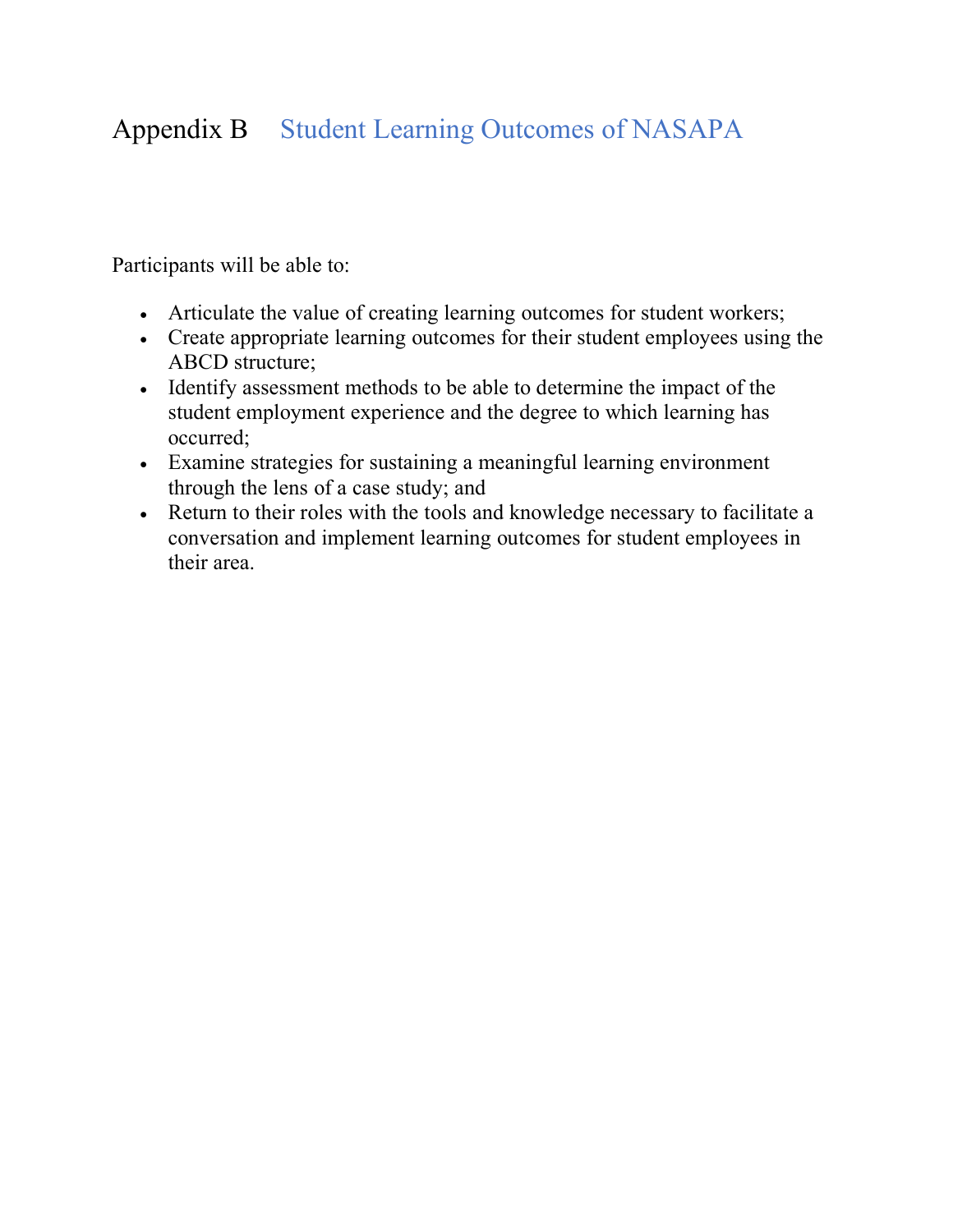# Appendix B Student Learning Outcomes of NASAPA

Participants will be able to:

- Articulate the value of creating learning outcomes for student workers;
- Create appropriate learning outcomes for their student employees using the ABCD structure;
- Identify assessment methods to be able to determine the impact of the student employment experience and the degree to which learning has occurred;
- Examine strategies for sustaining a meaningful learning environment through the lens of a case study; and
- Return to their roles with the tools and knowledge necessary to facilitate a conversation and implement learning outcomes for student employees in their area.